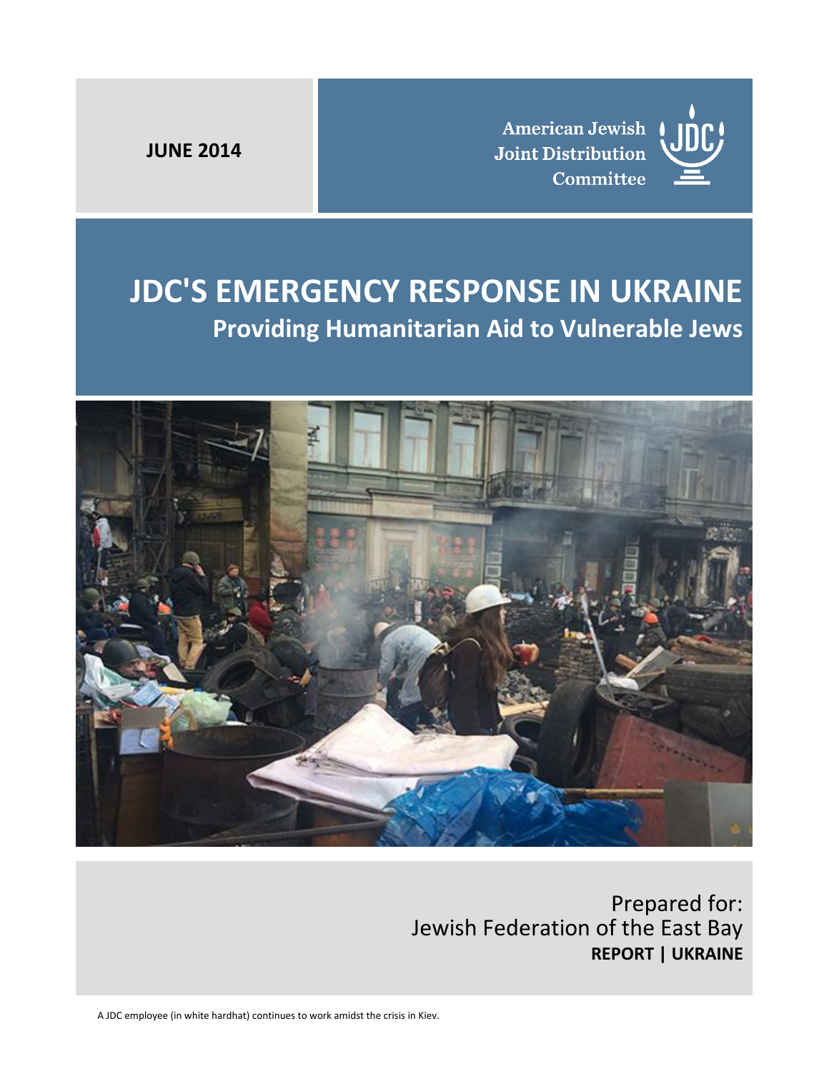**JUNE 2014**

American Jewish Joint Distribution Committee

# JDC'S EMERGENCY RESPONSE IN UKRAINE

## Providing Humanitarian Aid to Vulnerable Jews

Prepared for:
Jewish Federation of the East Bay
**REPORT | UKRAINE**

A JDC employee (in white hardhat) continues to work amidst the crisis in Kiev.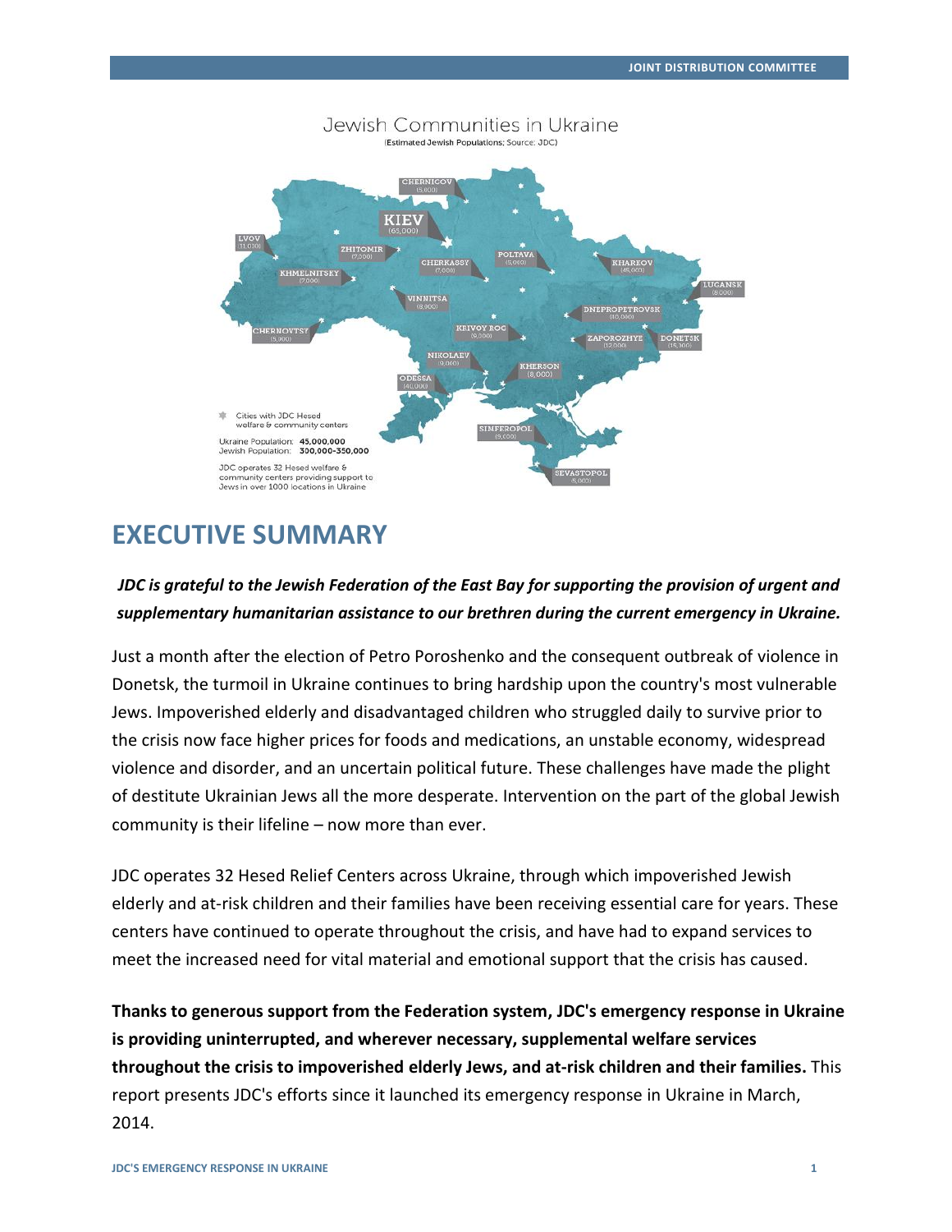Jewish Communities in Ukraine

(Estimated Jewish Populations; Source: JDC)

CHERNIGOV (5,000)
KIEV (65,000)
LVOV (11,000)
ZHITOMIR (7,000)
KHMELNITSKY (7,000)
CHERKASSY (7,000)
POLTAVA (5,000)
KHARKOV (45,000)
LUGANSK (8,000)
VINNITSA (8,900)
DNEPROPETROVSK (40,000)
CHERNOVTSY (5,900)
KRIVOY ROG (9,300)
ZAPOROZHYE (12,000)
DONETSK (15,300)
NIKOLAEV (9,060)
KHERSON (8,000)
ODESSA (40,000)
SIMFEROPOL (9,000)
SEVASTOPOL (5,000)

Cities with JDC Hesed welfare & community centers

Ukraine Population: **45,000,000**
Jewish Population: **300,000-350,000**

JDC operates 32 Hesed welfare & community centers providing support to Jews in over 1000 locations in Ukraine

# EXECUTIVE SUMMARY

***JDC is grateful to the Jewish Federation of the East Bay for supporting the provision of urgent and supplementary humanitarian assistance to our brethren during the current emergency in Ukraine.***

Just a month after the election of Petro Poroshenko and the consequent outbreak of violence in Donetsk, the turmoil in Ukraine continues to bring hardship upon the country's most vulnerable Jews. Impoverished elderly and disadvantaged children who struggled daily to survive prior to the crisis now face higher prices for foods and medications, an unstable economy, widespread violence and disorder, and an uncertain political future. These challenges have made the plight of destitute Ukrainian Jews all the more desperate. Intervention on the part of the global Jewish community is their lifeline – now more than ever.

JDC operates 32 Hesed Relief Centers across Ukraine, through which impoverished Jewish elderly and at-risk children and their families have been receiving essential care for years. These centers have continued to operate throughout the crisis, and have had to expand services to meet the increased need for vital material and emotional support that the crisis has caused.

**Thanks to generous support from the Federation system, JDC's emergency response in Ukraine is providing uninterrupted, and wherever necessary, supplemental welfare services throughout the crisis to impoverished elderly Jews, and at-risk children and their families.** This report presents JDC's efforts since it launched its emergency response in Ukraine in March, 2014.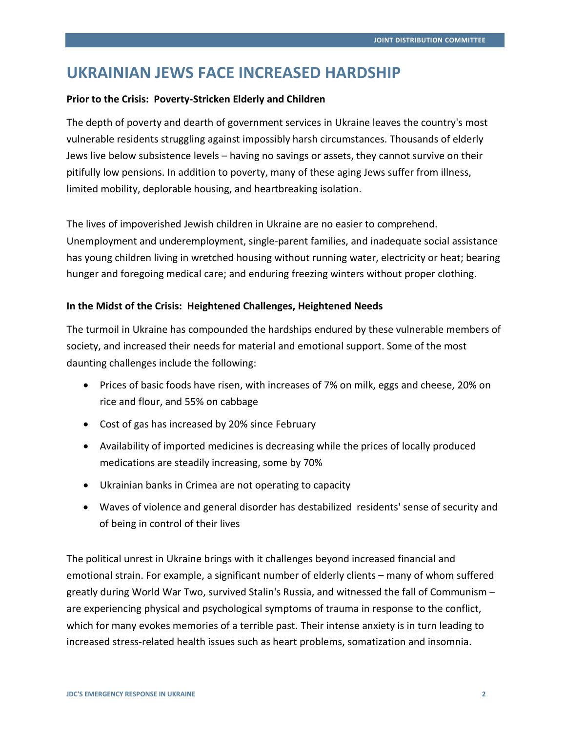# UKRAINIAN JEWS FACE INCREASED HARDSHIP

**Prior to the Crisis: Poverty-Stricken Elderly and Children**

The depth of poverty and dearth of government services in Ukraine leaves the country's most vulnerable residents struggling against impossibly harsh circumstances. Thousands of elderly Jews live below subsistence levels – having no savings or assets, they cannot survive on their pitifully low pensions. In addition to poverty, many of these aging Jews suffer from illness, limited mobility, deplorable housing, and heartbreaking isolation.

The lives of impoverished Jewish children in Ukraine are no easier to comprehend. Unemployment and underemployment, single-parent families, and inadequate social assistance has young children living in wretched housing without running water, electricity or heat; bearing hunger and foregoing medical care; and enduring freezing winters without proper clothing.

**In the Midst of the Crisis: Heightened Challenges, Heightened Needs**

The turmoil in Ukraine has compounded the hardships endured by these vulnerable members of society, and increased their needs for material and emotional support. Some of the most daunting challenges include the following:

- Prices of basic foods have risen, with increases of 7% on milk, eggs and cheese, 20% on rice and flour, and 55% on cabbage
- Cost of gas has increased by 20% since February
- Availability of imported medicines is decreasing while the prices of locally produced medications are steadily increasing, some by 70%
- Ukrainian banks in Crimea are not operating to capacity
- Waves of violence and general disorder has destabilized residents' sense of security and of being in control of their lives

The political unrest in Ukraine brings with it challenges beyond increased financial and emotional strain. For example, a significant number of elderly clients – many of whom suffered greatly during World War Two, survived Stalin's Russia, and witnessed the fall of Communism – are experiencing physical and psychological symptoms of trauma in response to the conflict, which for many evokes memories of a terrible past. Their intense anxiety is in turn leading to increased stress-related health issues such as heart problems, somatization and insomnia.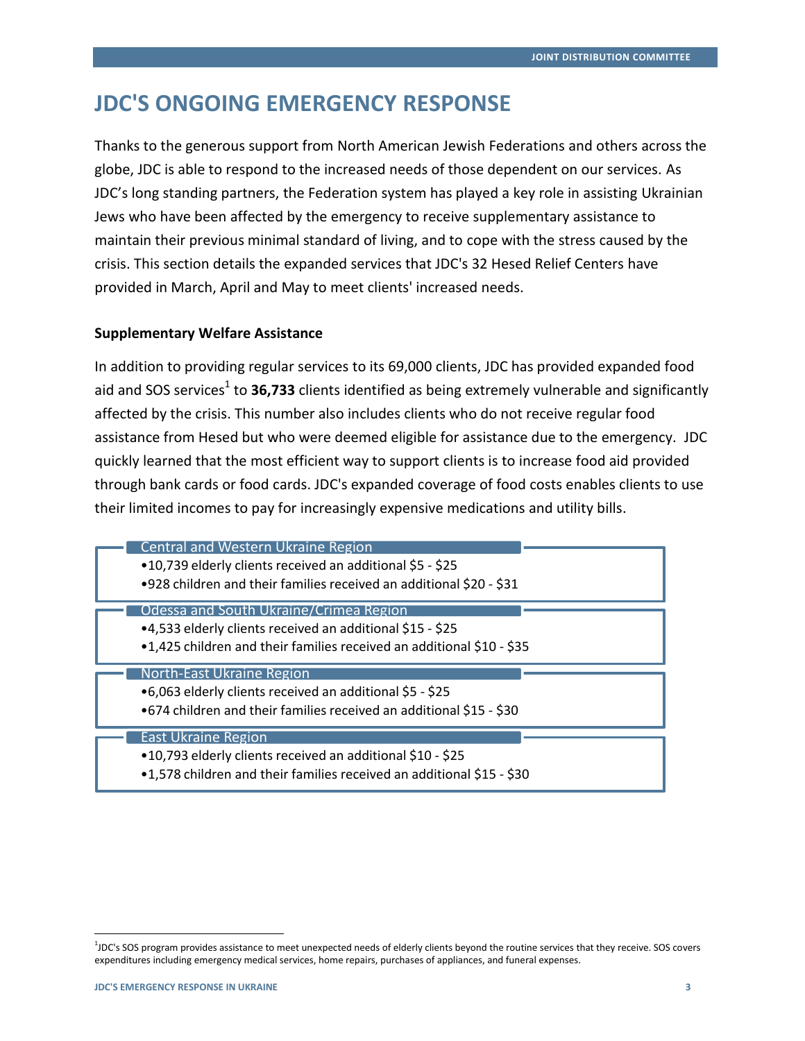# JDC'S ONGOING EMERGENCY RESPONSE

Thanks to the generous support from North American Jewish Federations and others across the globe, JDC is able to respond to the increased needs of those dependent on our services. As JDC's long standing partners, the Federation system has played a key role in assisting Ukrainian Jews who have been affected by the emergency to receive supplementary assistance to maintain their previous minimal standard of living, and to cope with the stress caused by the crisis. This section details the expanded services that JDC's 32 Hesed Relief Centers have provided in March, April and May to meet clients' increased needs.

### Supplementary Welfare Assistance

In addition to providing regular services to its 69,000 clients, JDC has provided expanded food aid and SOS services[1] to **36,733** clients identified as being extremely vulnerable and significantly affected by the crisis. This number also includes clients who do not receive regular food assistance from Hesed but who were deemed eligible for assistance due to the emergency. JDC quickly learned that the most efficient way to support clients is to increase food aid provided through bank cards or food cards. JDC's expanded coverage of food costs enables clients to use their limited incomes to pay for increasingly expensive medications and utility bills.

**Central and Western Ukraine Region**

- 10,739 elderly clients received an additional $5 - $25
- 928 children and their families received an additional $20 - $31

**Odessa and South Ukraine/Crimea Region**

- 4,533 elderly clients received an additional $15 - $25
- 1,425 children and their families received an additional $10 - $35

**North-East Ukraine Region**

- 6,063 elderly clients received an additional $5 - $25
- 674 children and their families received an additional $15 - $30

**East Ukraine Region**

- 10,793 elderly clients received an additional $10 - $25
- 1,578 children and their families received an additional $15 - $30

---

[1] JDC's SOS program provides assistance to meet unexpected needs of elderly clients beyond the routine services that they receive. SOS covers expenditures including emergency medical services, home repairs, purchases of appliances, and funeral expenses.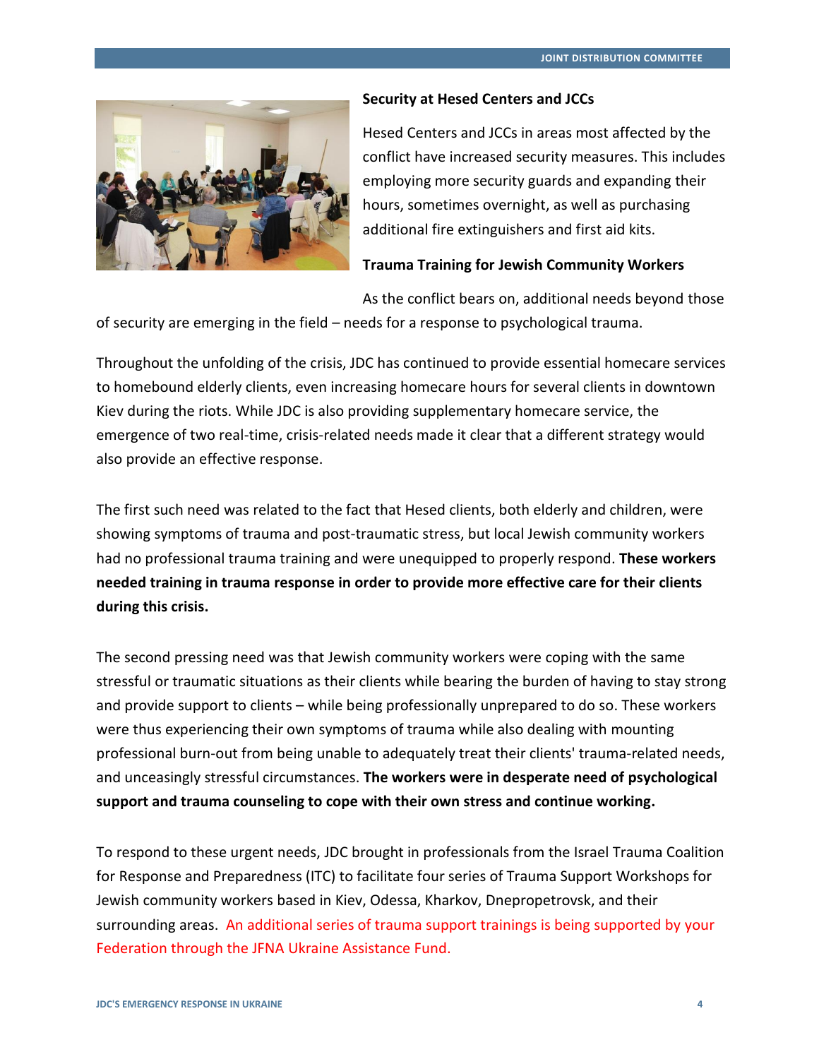### Security at Hesed Centers and JCCs

Hesed Centers and JCCs in areas most affected by the conflict have increased security measures. This includes employing more security guards and expanding their hours, sometimes overnight, as well as purchasing additional fire extinguishers and first aid kits.

### Trauma Training for Jewish Community Workers

As the conflict bears on, additional needs beyond those of security are emerging in the field – needs for a response to psychological trauma.

Throughout the unfolding of the crisis, JDC has continued to provide essential homecare services to homebound elderly clients, even increasing homecare hours for several clients in downtown Kiev during the riots. While JDC is also providing supplementary homecare service, the emergence of two real-time, crisis-related needs made it clear that a different strategy would also provide an effective response.

The first such need was related to the fact that Hesed clients, both elderly and children, were showing symptoms of trauma and post-traumatic stress, but local Jewish community workers had no professional trauma training and were unequipped to properly respond. **These workers needed training in trauma response in order to provide more effective care for their clients during this crisis.**

The second pressing need was that Jewish community workers were coping with the same stressful or traumatic situations as their clients while bearing the burden of having to stay strong and provide support to clients – while being professionally unprepared to do so. These workers were thus experiencing their own symptoms of trauma while also dealing with mounting professional burn-out from being unable to adequately treat their clients' trauma-related needs, and unceasingly stressful circumstances. **The workers were in desperate need of psychological support and trauma counseling to cope with their own stress and continue working.**

To respond to these urgent needs, JDC brought in professionals from the Israel Trauma Coalition for Response and Preparedness (ITC) to facilitate four series of Trauma Support Workshops for Jewish community workers based in Kiev, Odessa, Kharkov, Dnepropetrovsk, and their surrounding areas. An additional series of trauma support trainings is being supported by your Federation through the JFNA Ukraine Assistance Fund.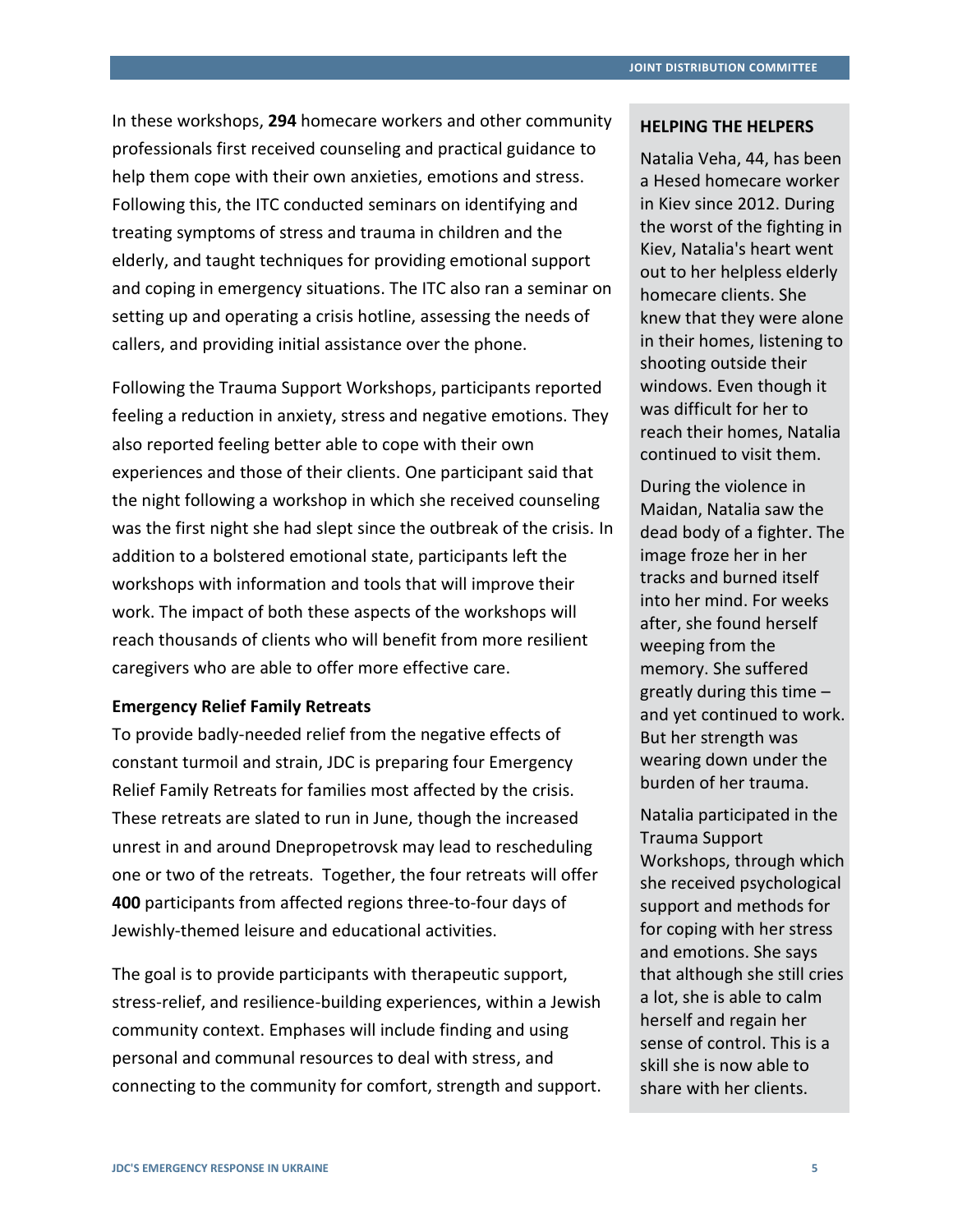In these workshops, **294** homecare workers and other community professionals first received counseling and practical guidance to help them cope with their own anxieties, emotions and stress. Following this, the ITC conducted seminars on identifying and treating symptoms of stress and trauma in children and the elderly, and taught techniques for providing emotional support and coping in emergency situations. The ITC also ran a seminar on setting up and operating a crisis hotline, assessing the needs of callers, and providing initial assistance over the phone.

Following the Trauma Support Workshops, participants reported feeling a reduction in anxiety, stress and negative emotions. They also reported feeling better able to cope with their own experiences and those of their clients. One participant said that the night following a workshop in which she received counseling was the first night she had slept since the outbreak of the crisis. In addition to a bolstered emotional state, participants left the workshops with information and tools that will improve their work. The impact of both these aspects of the workshops will reach thousands of clients who will benefit from more resilient caregivers who are able to offer more effective care.

**Emergency Relief Family Retreats**

To provide badly-needed relief from the negative effects of constant turmoil and strain, JDC is preparing four Emergency Relief Family Retreats for families most affected by the crisis. These retreats are slated to run in June, though the increased unrest in and around Dnepropetrovsk may lead to rescheduling one or two of the retreats. Together, the four retreats will offer **400** participants from affected regions three-to-four days of Jewishly-themed leisure and educational activities.

The goal is to provide participants with therapeutic support, stress-relief, and resilience-building experiences, within a Jewish community context. Emphases will include finding and using personal and communal resources to deal with stress, and connecting to the community for comfort, strength and support.

**HELPING THE HELPERS**

Natalia Veha, 44, has been a Hesed homecare worker in Kiev since 2012. During the worst of the fighting in Kiev, Natalia's heart went out to her helpless elderly homecare clients. She knew that they were alone in their homes, listening to shooting outside their windows. Even though it was difficult for her to reach their homes, Natalia continued to visit them.

During the violence in Maidan, Natalia saw the dead body of a fighter. The image froze her in her tracks and burned itself into her mind. For weeks after, she found herself weeping from the memory. She suffered greatly during this time – and yet continued to work. But her strength was wearing down under the burden of her trauma.

Natalia participated in the Trauma Support Workshops, through which she received psychological support and methods for for coping with her stress and emotions. She says that although she still cries a lot, she is able to calm herself and regain her sense of control. This is a skill she is now able to share with her clients.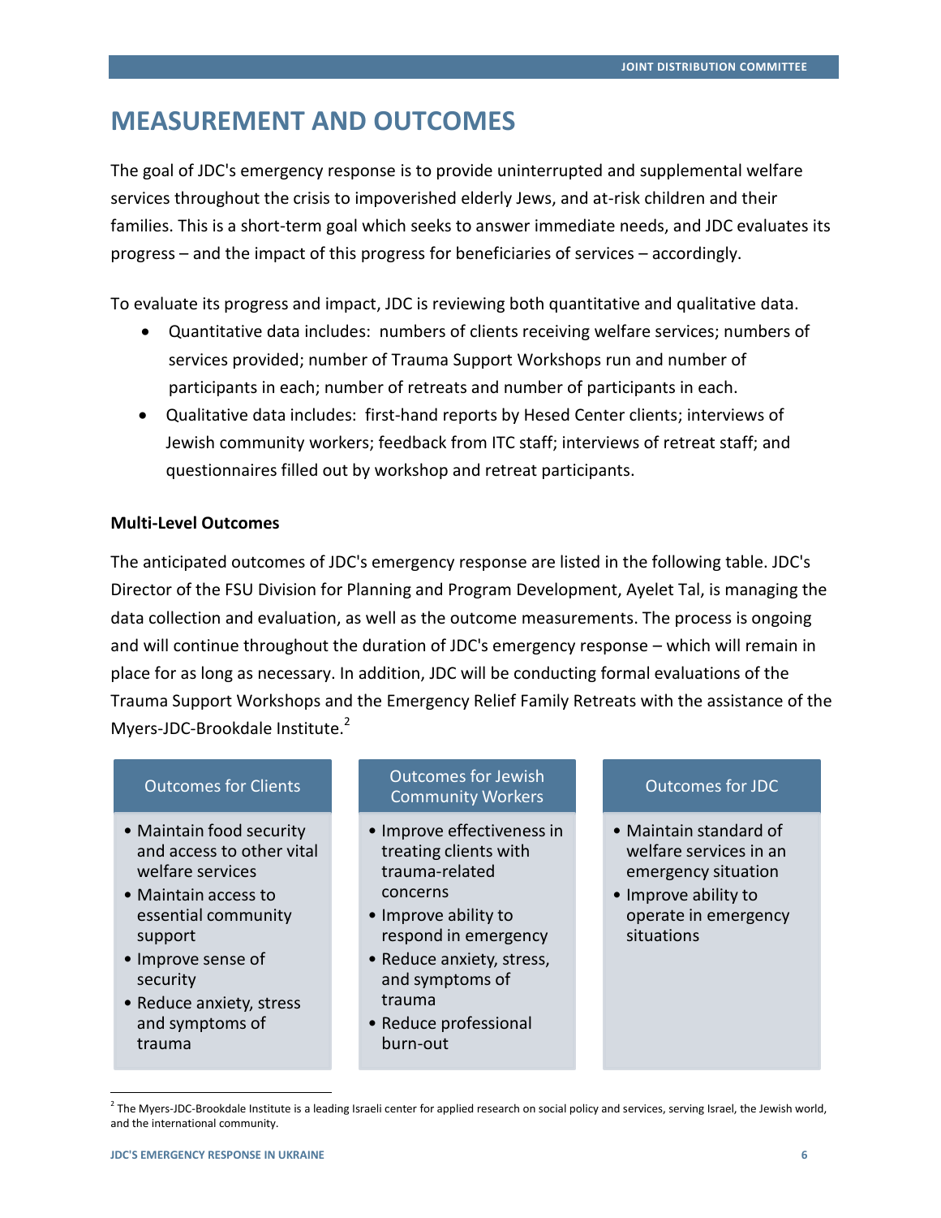# MEASUREMENT AND OUTCOMES

The goal of JDC's emergency response is to provide uninterrupted and supplemental welfare services throughout the crisis to impoverished elderly Jews, and at-risk children and their families. This is a short-term goal which seeks to answer immediate needs, and JDC evaluates its progress – and the impact of this progress for beneficiaries of services – accordingly.

To evaluate its progress and impact, JDC is reviewing both quantitative and qualitative data.

- Quantitative data includes: numbers of clients receiving welfare services; numbers of services provided; number of Trauma Support Workshops run and number of participants in each; number of retreats and number of participants in each.
- Qualitative data includes: first-hand reports by Hesed Center clients; interviews of Jewish community workers; feedback from ITC staff; interviews of retreat staff; and questionnaires filled out by workshop and retreat participants.

**Multi-Level Outcomes**

The anticipated outcomes of JDC's emergency response are listed in the following table. JDC's Director of the FSU Division for Planning and Program Development, Ayelet Tal, is managing the data collection and evaluation, as well as the outcome measurements. The process is ongoing and will continue throughout the duration of JDC's emergency response – which will remain in place for as long as necessary. In addition, JDC will be conducting formal evaluations of the Trauma Support Workshops and the Emergency Relief Family Retreats with the assistance of the Myers-JDC-Brookdale Institute.[2]

| Outcomes for Clients | Outcomes for Jewish Community Workers | Outcomes for JDC |
|---|---|---|
| • Maintain food security and access to other vital welfare services<br>• Maintain access to essential community support<br>• Improve sense of security<br>• Reduce anxiety, stress and symptoms of trauma | • Improve effectiveness in treating clients with trauma-related concerns<br>• Improve ability to respond in emergency<br>• Reduce anxiety, stress, and symptoms of trauma<br>• Reduce professional burn-out | • Maintain standard of welfare services in an emergency situation<br>• Improve ability to operate in emergency situations |

[2] The Myers-JDC-Brookdale Institute is a leading Israeli center for applied research on social policy and services, serving Israel, the Jewish world, and the international community.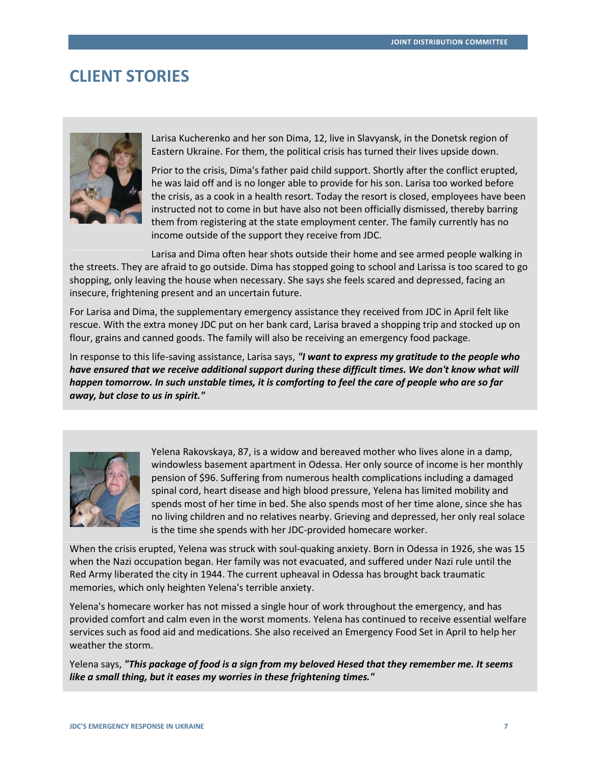# CLIENT STORIES

Larisa Kucherenko and her son Dima, 12, live in Slavyansk, in the Donetsk region of Eastern Ukraine. For them, the political crisis has turned their lives upside down.

Prior to the crisis, Dima's father paid child support. Shortly after the conflict erupted, he was laid off and is no longer able to provide for his son. Larisa too worked before the crisis, as a cook in a health resort. Today the resort is closed, employees have been instructed not to come in but have also not been officially dismissed, thereby barring them from registering at the state employment center. The family currently has no income outside of the support they receive from JDC.

Larisa and Dima often hear shots outside their home and see armed people walking in the streets. They are afraid to go outside. Dima has stopped going to school and Larissa is too scared to go shopping, only leaving the house when necessary. She says she feels scared and depressed, facing an insecure, frightening present and an uncertain future.

For Larisa and Dima, the supplementary emergency assistance they received from JDC in April felt like rescue. With the extra money JDC put on her bank card, Larisa braved a shopping trip and stocked up on flour, grains and canned goods. The family will also be receiving an emergency food package.

In response to this life-saving assistance, Larisa says, ***"I want to express my gratitude to the people who have ensured that we receive additional support during these difficult times. We don't know what will happen tomorrow. In such unstable times, it is comforting to feel the care of people who are so far away, but close to us in spirit."***

Yelena Rakovskaya, 87, is a widow and bereaved mother who lives alone in a damp, windowless basement apartment in Odessa. Her only source of income is her monthly pension of $96. Suffering from numerous health complications including a damaged spinal cord, heart disease and high blood pressure, Yelena has limited mobility and spends most of her time in bed. She also spends most of her time alone, since she has no living children and no relatives nearby. Grieving and depressed, her only real solace is the time she spends with her JDC-provided homecare worker.

When the crisis erupted, Yelena was struck with soul-quaking anxiety. Born in Odessa in 1926, she was 15 when the Nazi occupation began. Her family was not evacuated, and suffered under Nazi rule until the Red Army liberated the city in 1944. The current upheaval in Odessa has brought back traumatic memories, which only heighten Yelena's terrible anxiety.

Yelena's homecare worker has not missed a single hour of work throughout the emergency, and has provided comfort and calm even in the worst moments. Yelena has continued to receive essential welfare services such as food aid and medications. She also received an Emergency Food Set in April to help her weather the storm.

Yelena says, ***"This package of food is a sign from my beloved Hesed that they remember me. It seems like a small thing, but it eases my worries in these frightening times."***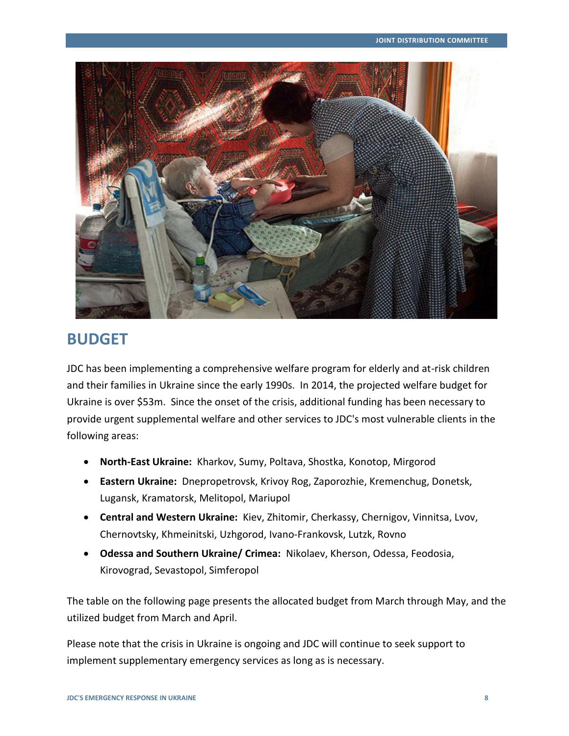## BUDGET

JDC has been implementing a comprehensive welfare program for elderly and at-risk children and their families in Ukraine since the early 1990s. In 2014, the projected welfare budget for Ukraine is over $53m. Since the onset of the crisis, additional funding has been necessary to provide urgent supplemental welfare and other services to JDC's most vulnerable clients in the following areas:

- **North-East Ukraine:** Kharkov, Sumy, Poltava, Shostka, Konotop, Mirgorod
- **Eastern Ukraine:** Dnepropetrovsk, Krivoy Rog, Zaporozhie, Kremenchug, Donetsk, Lugansk, Kramatorsk, Melitopol, Mariupol
- **Central and Western Ukraine:** Kiev, Zhitomir, Cherkassy, Chernigov, Vinnitsa, Lvov, Chernovtsky, Khmeinitski, Uzhgorod, Ivano-Frankovsk, Lutzk, Rovno
- **Odessa and Southern Ukraine/ Crimea:** Nikolaev, Kherson, Odessa, Feodosia, Kirovograd, Sevastopol, Simferopol

The table on the following page presents the allocated budget from March through May, and the utilized budget from March and April.

Please note that the crisis in Ukraine is ongoing and JDC will continue to seek support to implement supplementary emergency services as long as is necessary.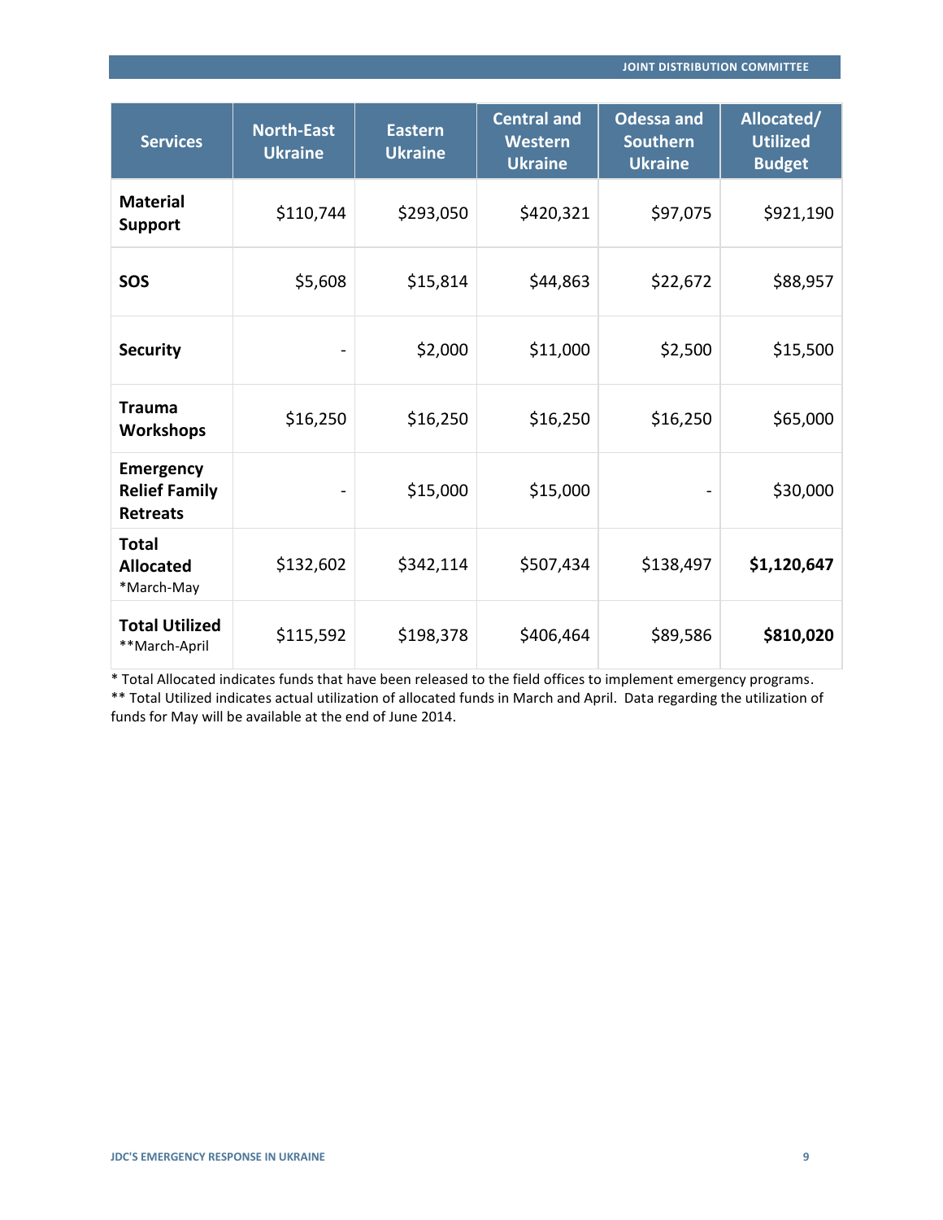| Services | North-East Ukraine | Eastern Ukraine | Central and Western Ukraine | Odessa and Southern Ukraine | Allocated/ Utilized Budget |
|---|---|---|---|---|---|
| **Material Support** | $110,744 | $293,050 | $420,321 | $97,075 | $921,190 |
| **SOS** | $5,608 | $15,814 | $44,863 | $22,672 | $88,957 |
| **Security** | - | $2,000 | $11,000 | $2,500 | $15,500 |
| **Trauma Workshops** | $16,250 | $16,250 | $16,250 | $16,250 | $65,000 |
| **Emergency Relief Family Retreats** | - | $15,000 | $15,000 | - | $30,000 |
| **Total Allocated** *March-May | $132,602 | $342,114 | $507,434 | $138,497 | **$1,120,647** |
| **Total Utilized** **March-April | $115,592 | $198,378 | $406,464 | $89,586 | **$810,020** |

* Total Allocated indicates funds that have been released to the field offices to implement emergency programs.
** Total Utilized indicates actual utilization of allocated funds in March and April. Data regarding the utilization of funds for May will be available at the end of June 2014.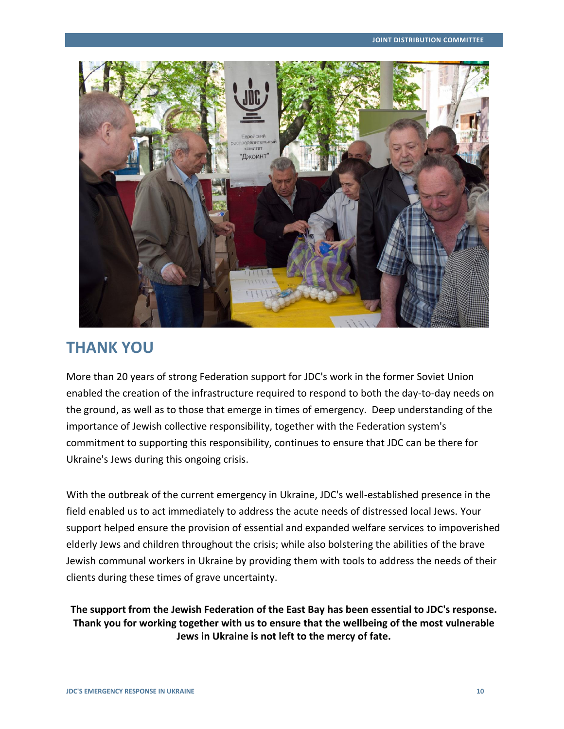## THANK YOU

More than 20 years of strong Federation support for JDC's work in the former Soviet Union enabled the creation of the infrastructure required to respond to both the day-to-day needs on the ground, as well as to those that emerge in times of emergency. Deep understanding of the importance of Jewish collective responsibility, together with the Federation system's commitment to supporting this responsibility, continues to ensure that JDC can be there for Ukraine's Jews during this ongoing crisis.

With the outbreak of the current emergency in Ukraine, JDC's well-established presence in the field enabled us to act immediately to address the acute needs of distressed local Jews. Your support helped ensure the provision of essential and expanded welfare services to impoverished elderly Jews and children throughout the crisis; while also bolstering the abilities of the brave Jewish communal workers in Ukraine by providing them with tools to address the needs of their clients during these times of grave uncertainty.

**The support from the Jewish Federation of the East Bay has been essential to JDC's response. Thank you for working together with us to ensure that the wellbeing of the most vulnerable Jews in Ukraine is not left to the mercy of fate.**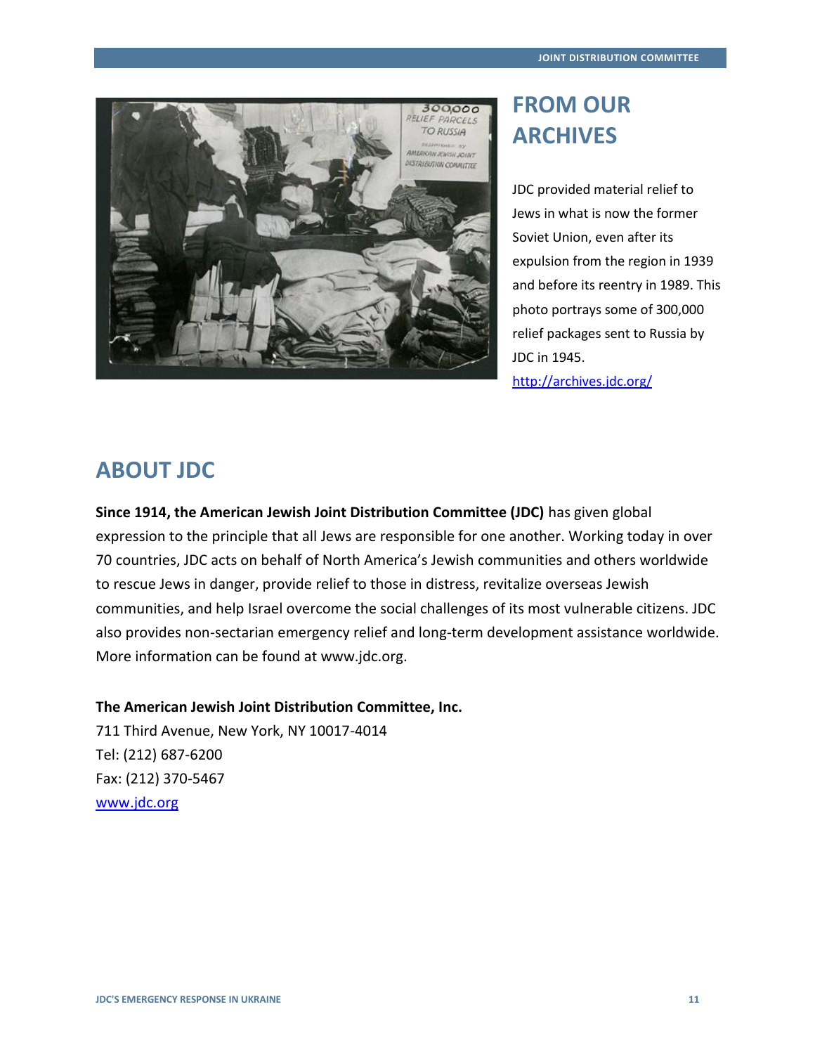## FROM OUR ARCHIVES

JDC provided material relief to Jews in what is now the former Soviet Union, even after its expulsion from the region in 1939 and before its reentry in 1989. This photo portrays some of 300,000 relief packages sent to Russia by JDC in 1945.

http://archives.jdc.org/

## ABOUT JDC

**Since 1914, the American Jewish Joint Distribution Committee (JDC)** has given global expression to the principle that all Jews are responsible for one another. Working today in over 70 countries, JDC acts on behalf of North America's Jewish communities and others worldwide to rescue Jews in danger, provide relief to those in distress, revitalize overseas Jewish communities, and help Israel overcome the social challenges of its most vulnerable citizens. JDC also provides non-sectarian emergency relief and long-term development assistance worldwide. More information can be found at www.jdc.org.

**The American Jewish Joint Distribution Committee, Inc.**
711 Third Avenue, New York, NY 10017-4014
Tel: (212) 687-6200
Fax: (212) 370-5467
www.jdc.org